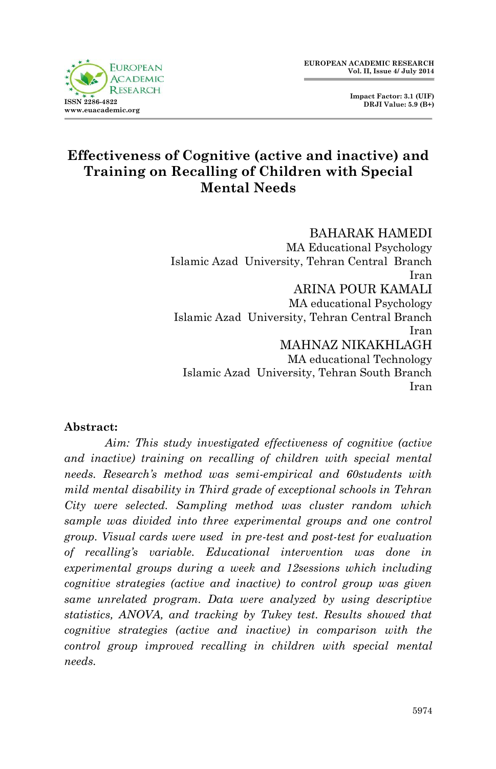# Effectiveness of Cognitive (active and inactive) and Training on Recalling of Children with Special Mental Needs

BAHARAK HAMEDI
MA Educational Psychology
Islamic Azad University, Tehran Central Branch
Iran

ARINA POUR KAMALI
MA educational Psychology
Islamic Azad University, Tehran Central Branch
Iran

MAHNAZ NIKAKHLAGH
MA educational Technology
Islamic Azad University, Tehran South Branch
Iran

**Abstract:**

*Aim: This study investigated effectiveness of cognitive (active and inactive) training on recalling of children with special mental needs. Research's method was semi-empirical and 60students with mild mental disability in Third grade of exceptional schools in Tehran City were selected. Sampling method was cluster random which sample was divided into three experimental groups and one control group. Visual cards were used in pre-test and post-test for evaluation of recalling's variable. Educational intervention was done in experimental groups during a week and 12sessions which including cognitive strategies (active and inactive) to control group was given same unrelated program. Data were analyzed by using descriptive statistics, ANOVA, and tracking by Tukey test. Results showed that cognitive strategies (active and inactive) in comparison with the control group improved recalling in children with special mental needs.*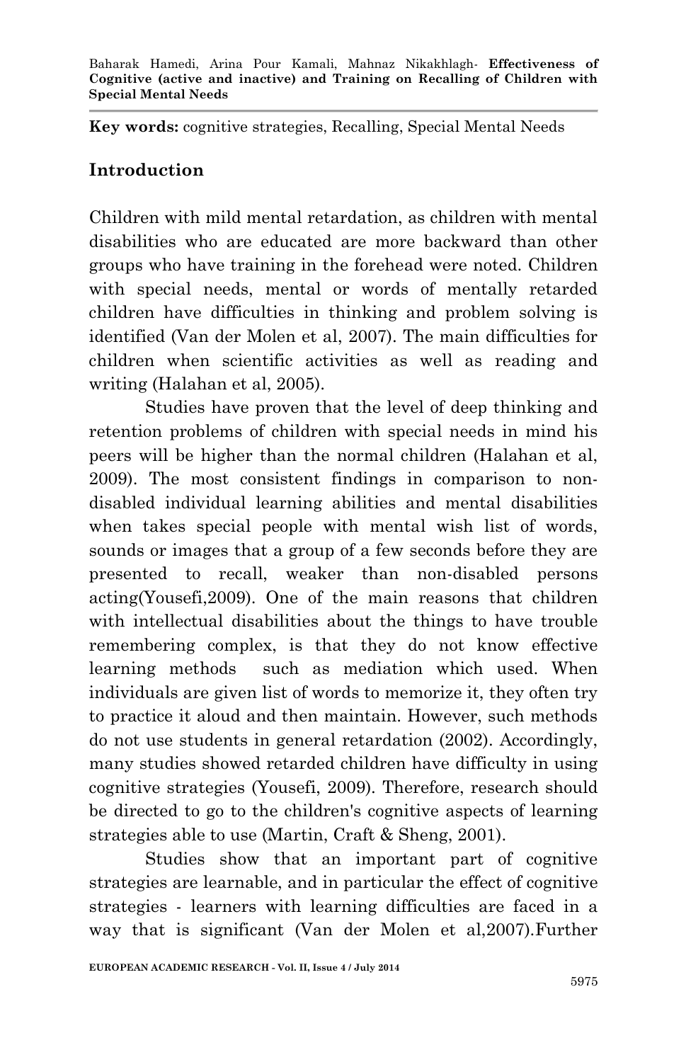**Key words:** cognitive strategies, Recalling, Special Mental Needs

## Introduction

Children with mild mental retardation, as children with mental disabilities who are educated are more backward than other groups who have training in the forehead were noted. Children with special needs, mental or words of mentally retarded children have difficulties in thinking and problem solving is identified (Van der Molen et al, 2007). The main difficulties for children when scientific activities as well as reading and writing (Halahan et al, 2005).

Studies have proven that the level of deep thinking and retention problems of children with special needs in mind his peers will be higher than the normal children (Halahan et al, 2009). The most consistent findings in comparison to non-disabled individual learning abilities and mental disabilities when takes special people with mental wish list of words, sounds or images that a group of a few seconds before they are presented to recall, weaker than non-disabled persons acting(Yousefi,2009). One of the main reasons that children with intellectual disabilities about the things to have trouble remembering complex, is that they do not know effective learning methods such as mediation which used. When individuals are given list of words to memorize it, they often try to practice it aloud and then maintain. However, such methods do not use students in general retardation (2002). Accordingly, many studies showed retarded children have difficulty in using cognitive strategies (Yousefi, 2009). Therefore, research should be directed to go to the children's cognitive aspects of learning strategies able to use (Martin, Craft & Sheng, 2001).

Studies show that an important part of cognitive strategies are learnable, and in particular the effect of cognitive strategies - learners with learning difficulties are faced in a way that is significant (Van der Molen et al,2007).Further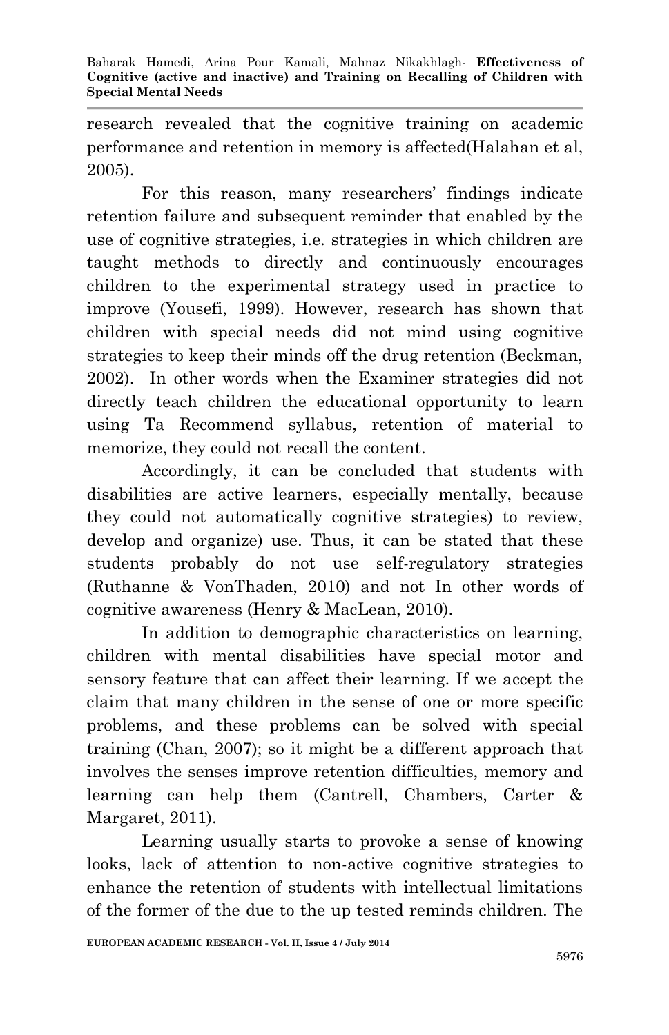research revealed that the cognitive training on academic performance and retention in memory is affected(Halahan et al, 2005).

For this reason, many researchers' findings indicate retention failure and subsequent reminder that enabled by the use of cognitive strategies, i.e. strategies in which children are taught methods to directly and continuously encourages children to the experimental strategy used in practice to improve (Yousefi, 1999). However, research has shown that children with special needs did not mind using cognitive strategies to keep their minds off the drug retention (Beckman, 2002). In other words when the Examiner strategies did not directly teach children the educational opportunity to learn using Ta Recommend syllabus, retention of material to memorize, they could not recall the content.

Accordingly, it can be concluded that students with disabilities are active learners, especially mentally, because they could not automatically cognitive strategies) to review, develop and organize) use. Thus, it can be stated that these students probably do not use self-regulatory strategies (Ruthanne & VonThaden, 2010) and not In other words of cognitive awareness (Henry & MacLean, 2010).

In addition to demographic characteristics on learning, children with mental disabilities have special motor and sensory feature that can affect their learning. If we accept the claim that many children in the sense of one or more specific problems, and these problems can be solved with special training (Chan, 2007); so it might be a different approach that involves the senses improve retention difficulties, memory and learning can help them (Cantrell, Chambers, Carter & Margaret, 2011).

Learning usually starts to provoke a sense of knowing looks, lack of attention to non-active cognitive strategies to enhance the retention of students with intellectual limitations of the former of the due to the up tested reminds children. The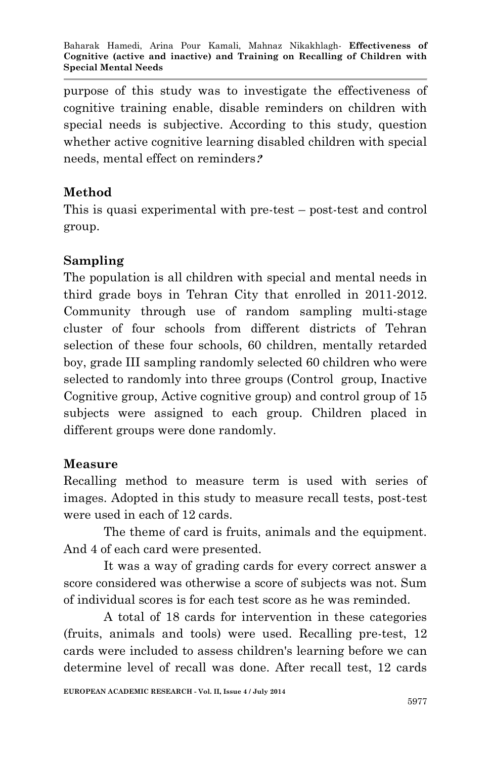purpose of this study was to investigate the effectiveness of cognitive training enable, disable reminders on children with special needs is subjective. According to this study, question whether active cognitive learning disabled children with special needs, mental effect on reminders?

## Method

This is quasi experimental with pre-test – post-test and control group.

## Sampling

The population is all children with special and mental needs in third grade boys in Tehran City that enrolled in 2011-2012. Community through use of random sampling multi-stage cluster of four schools from different districts of Tehran selection of these four schools, 60 children, mentally retarded boy, grade III sampling randomly selected 60 children who were selected to randomly into three groups (Control group, Inactive Cognitive group, Active cognitive group) and control group of 15 subjects were assigned to each group. Children placed in different groups were done randomly.

## Measure

Recalling method to measure term is used with series of images. Adopted in this study to measure recall tests, post-test were used in each of 12 cards.

The theme of card is fruits, animals and the equipment. And 4 of each card were presented.

It was a way of grading cards for every correct answer a score considered was otherwise a score of subjects was not. Sum of individual scores is for each test score as he was reminded.

A total of 18 cards for intervention in these categories (fruits, animals and tools) were used. Recalling pre-test, 12 cards were included to assess children's learning before we can determine level of recall was done. After recall test, 12 cards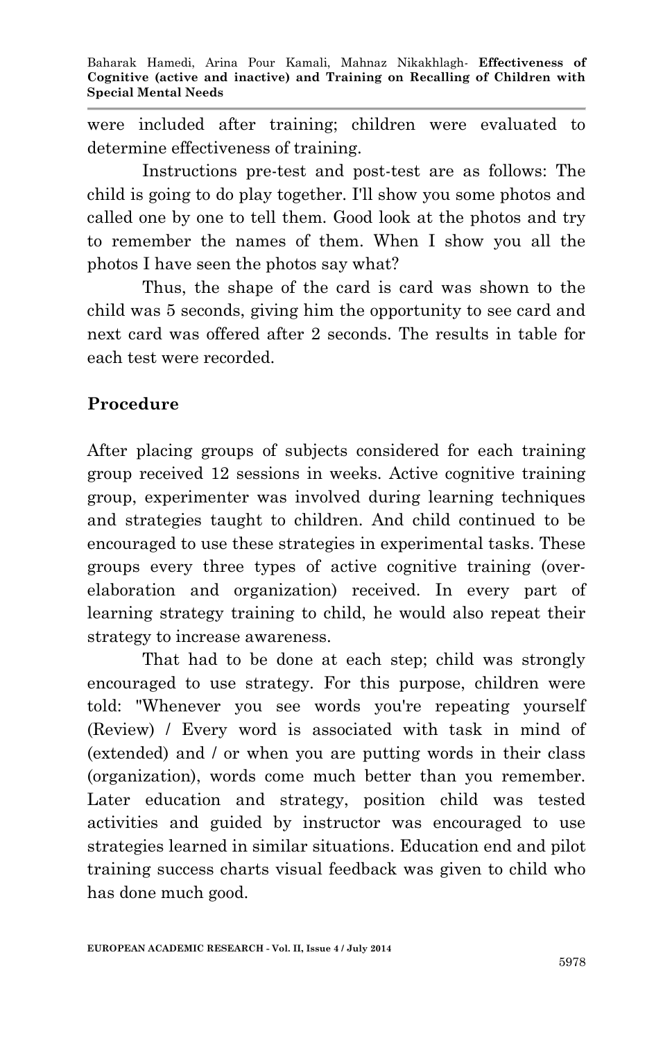were included after training; children were evaluated to determine effectiveness of training.

Instructions pre-test and post-test are as follows: The child is going to do play together. I'll show you some photos and called one by one to tell them. Good look at the photos and try to remember the names of them. When I show you all the photos I have seen the photos say what?

Thus, the shape of the card is card was shown to the child was 5 seconds, giving him the opportunity to see card and next card was offered after 2 seconds. The results in table for each test were recorded.

## Procedure

After placing groups of subjects considered for each training group received 12 sessions in weeks. Active cognitive training group, experimenter was involved during learning techniques and strategies taught to children. And child continued to be encouraged to use these strategies in experimental tasks. These groups every three types of active cognitive training (over-elaboration and organization) received. In every part of learning strategy training to child, he would also repeat their strategy to increase awareness.

That had to be done at each step; child was strongly encouraged to use strategy. For this purpose, children were told: "Whenever you see words you're repeating yourself (Review) / Every word is associated with task in mind of (extended) and / or when you are putting words in their class (organization), words come much better than you remember. Later education and strategy, position child was tested activities and guided by instructor was encouraged to use strategies learned in similar situations. Education end and pilot training success charts visual feedback was given to child who has done much good.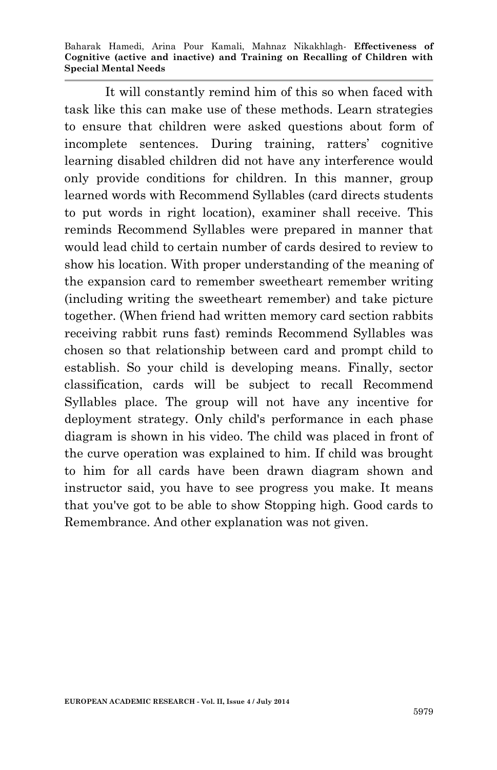It will constantly remind him of this so when faced with task like this can make use of these methods. Learn strategies to ensure that children were asked questions about form of incomplete sentences. During training, ratters' cognitive learning disabled children did not have any interference would only provide conditions for children. In this manner, group learned words with Recommend Syllables (card directs students to put words in right location), examiner shall receive. This reminds Recommend Syllables were prepared in manner that would lead child to certain number of cards desired to review to show his location. With proper understanding of the meaning of the expansion card to remember sweetheart remember writing (including writing the sweetheart remember) and take picture together. (When friend had written memory card section rabbits receiving rabbit runs fast) reminds Recommend Syllables was chosen so that relationship between card and prompt child to establish. So your child is developing means. Finally, sector classification, cards will be subject to recall Recommend Syllables place. The group will not have any incentive for deployment strategy. Only child's performance in each phase diagram is shown in his video. The child was placed in front of the curve operation was explained to him. If child was brought to him for all cards have been drawn diagram shown and instructor said, you have to see progress you make. It means that you've got to be able to show Stopping high. Good cards to Remembrance. And other explanation was not given.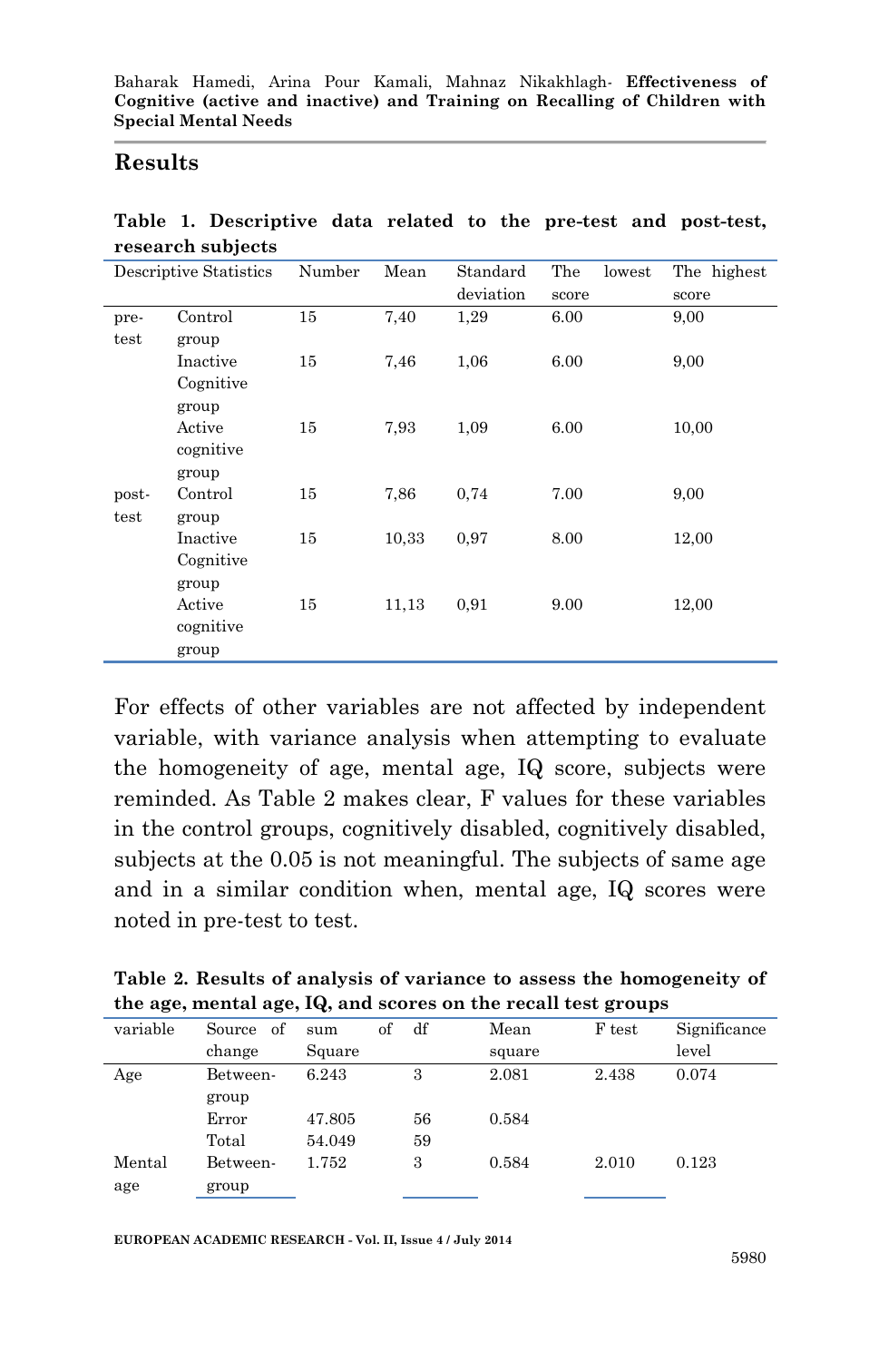## Results

**Table 1. Descriptive data related to the pre-test and post-test, research subjects**

| Descriptive Statistics | | Number | Mean | Standard deviation | The lowest score | The highest score |
|---|---|---|---|---|---|---|
| pre-test | Control group | 15 | 7,40 | 1,29 | 6.00 | 9,00 |
| | Inactive Cognitive group | 15 | 7,46 | 1,06 | 6.00 | 9,00 |
| | Active cognitive group | 15 | 7,93 | 1,09 | 6.00 | 10,00 |
| post-test | Control group | 15 | 7,86 | 0,74 | 7.00 | 9,00 |
| | Inactive Cognitive group | 15 | 10,33 | 0,97 | 8.00 | 12,00 |
| | Active cognitive group | 15 | 11,13 | 0,91 | 9.00 | 12,00 |

For effects of other variables are not affected by independent variable, with variance analysis when attempting to evaluate the homogeneity of age, mental age, IQ score, subjects were reminded. As Table 2 makes clear, F values for these variables in the control groups, cognitively disabled, cognitively disabled, subjects at the 0.05 is not meaningful. The subjects of same age and in a similar condition when, mental age, IQ scores were noted in pre-test to test.

**Table 2. Results of analysis of variance to assess the homogeneity of the age, mental age, IQ, and scores on the recall test groups**

| variable | Source of change | sum of Square | df | Mean square | F test | Significance level |
|---|---|---|---|---|---|---|
| Age | Between-group | 6.243 | 3 | 2.081 | 2.438 | 0.074 |
| | Error | 47.805 | 56 | 0.584 | | |
| | Total | 54.049 | 59 | | | |
| Mental age | Between-group | 1.752 | 3 | 0.584 | 2.010 | 0.123 |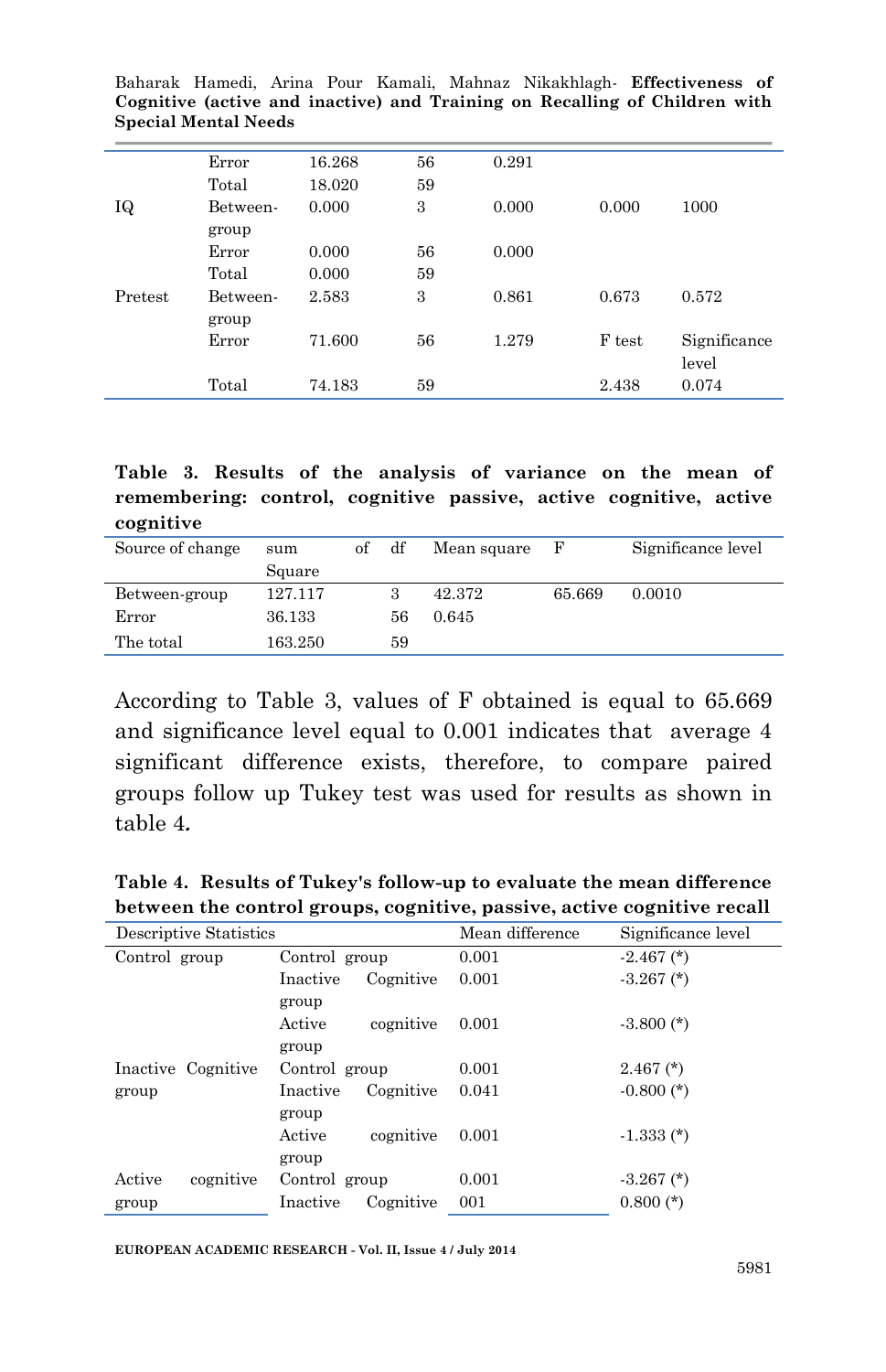| | | | | | | |
|---|---|---|---|---|---|---|
| | Error | 16.268 | 56 | 0.291 | | |
| | Total | 18.020 | 59 | | | |
| IQ | Between-group | 0.000 | 3 | 0.000 | 0.000 | 1000 |
| | Error | 0.000 | 56 | 0.000 | | |
| | Total | 0.000 | 59 | | | |
| Pretest | Between-group | 2.583 | 3 | 0.861 | 0.673 | 0.572 |
| | Error | 71.600 | 56 | 1.279 | F test | Significance level |
| | Total | 74.183 | 59 | | 2.438 | 0.074 |

**Table 3. Results of the analysis of variance on the mean of remembering: control, cognitive passive, active cognitive, active cognitive**

| Source of change | sum of Square | df | Mean square | F | Significance level |
|---|---|---|---|---|---|
| Between-group | 127.117 | 3 | 42.372 | 65.669 | 0.0010 |
| Error | 36.133 | 56 | 0.645 | | |
| The total | 163.250 | 59 | | | |

According to Table 3, values of F obtained is equal to 65.669 and significance level equal to 0.001 indicates that average 4 significant difference exists, therefore, to compare paired groups follow up Tukey test was used for results as shown in table 4.

**Table 4. Results of Tukey's follow-up to evaluate the mean difference between the control groups, cognitive, passive, active cognitive recall**

| Descriptive Statistics | | Mean difference | Significance level |
|---|---|---|---|
| Control group | Control group | 0.001 | -2.467 (*) |
| | Inactive Cognitive group | 0.001 | -3.267 (*) |
| | Active cognitive group | 0.001 | -3.800 (*) |
| Inactive Cognitive group | Control group | 0.001 | 2.467 (*) |
| | Inactive Cognitive group | 0.041 | -0.800 (*) |
| | Active cognitive group | 0.001 | -1.333 (*) |
| Active cognitive group | Control group | 0.001 | -3.267 (*) |
| | Inactive Cognitive | 001 | 0.800 (*) |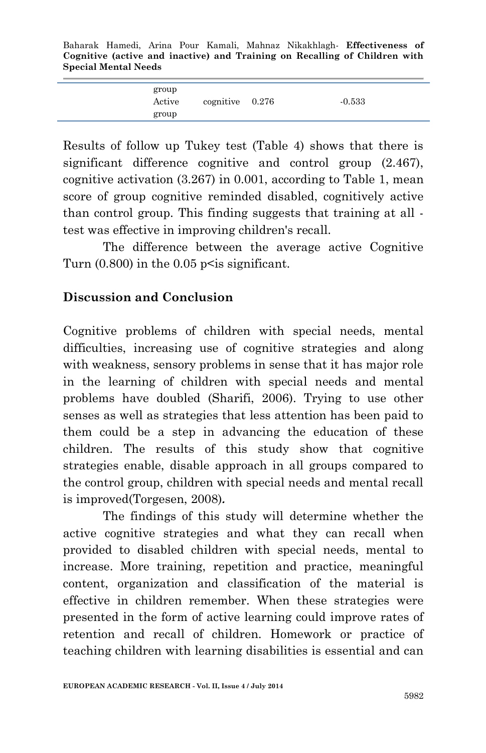| | | | |
|---|---|---|---|
| group<br>Active group | cognitive | 0.276 | -0.533 |

Results of follow up Tukey test (Table 4) shows that there is significant difference cognitive and control group (2.467), cognitive activation (3.267) in 0.001, according to Table 1, mean score of group cognitive reminded disabled, cognitively active than control group. This finding suggests that training at all - test was effective in improving children's recall.

The difference between the average active Cognitive Turn (0.800) in the 0.05 p<is significant.

## Discussion and Conclusion

Cognitive problems of children with special needs, mental difficulties, increasing use of cognitive strategies and along with weakness, sensory problems in sense that it has major role in the learning of children with special needs and mental problems have doubled (Sharifi, 2006). Trying to use other senses as well as strategies that less attention has been paid to them could be a step in advancing the education of these children. The results of this study show that cognitive strategies enable, disable approach in all groups compared to the control group, children with special needs and mental recall is improved(Torgesen, 2008).

The findings of this study will determine whether the active cognitive strategies and what they can recall when provided to disabled children with special needs, mental to increase. More training, repetition and practice, meaningful content, organization and classification of the material is effective in children remember. When these strategies were presented in the form of active learning could improve rates of retention and recall of children. Homework or practice of teaching children with learning disabilities is essential and can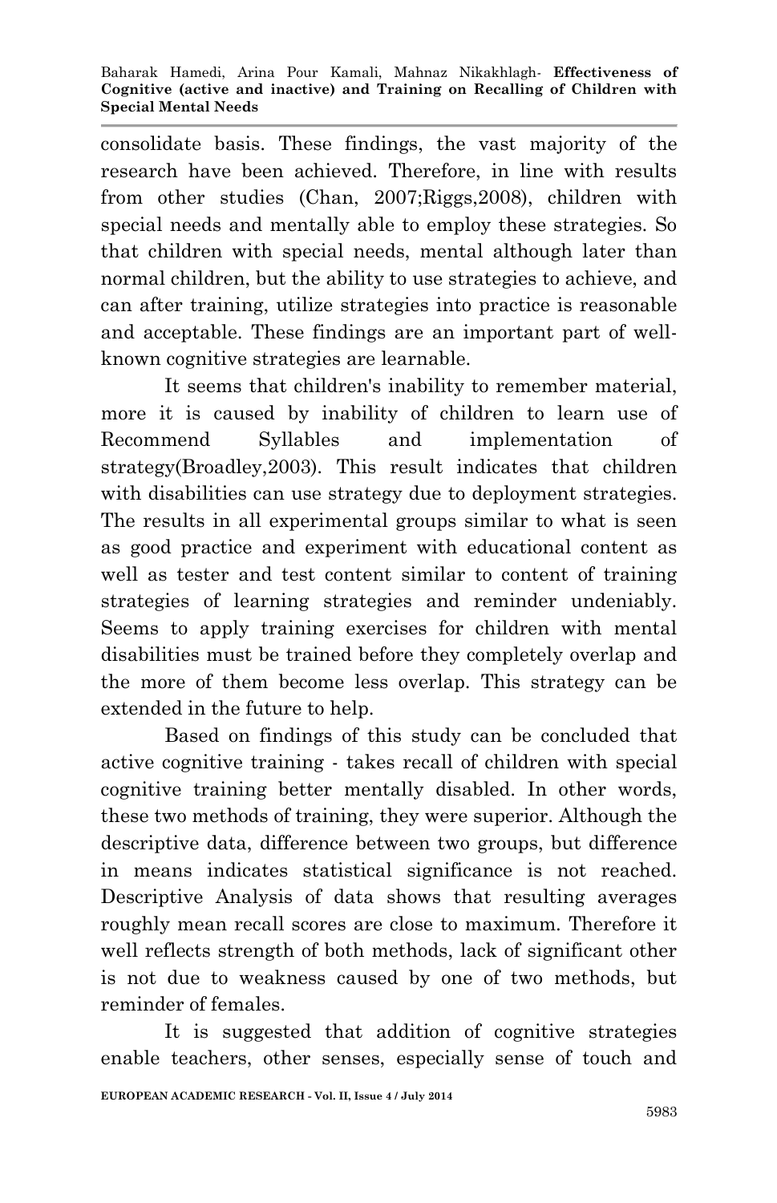consolidate basis. These findings, the vast majority of the research have been achieved. Therefore, in line with results from other studies (Chan, 2007;Riggs,2008), children with special needs and mentally able to employ these strategies. So that children with special needs, mental although later than normal children, but the ability to use strategies to achieve, and can after training, utilize strategies into practice is reasonable and acceptable. These findings are an important part of well-known cognitive strategies are learnable.

It seems that children's inability to remember material, more it is caused by inability of children to learn use of Recommend Syllables and implementation of strategy(Broadley,2003). This result indicates that children with disabilities can use strategy due to deployment strategies. The results in all experimental groups similar to what is seen as good practice and experiment with educational content as well as tester and test content similar to content of training strategies of learning strategies and reminder undeniably. Seems to apply training exercises for children with mental disabilities must be trained before they completely overlap and the more of them become less overlap. This strategy can be extended in the future to help.

Based on findings of this study can be concluded that active cognitive training - takes recall of children with special cognitive training better mentally disabled. In other words, these two methods of training, they were superior. Although the descriptive data, difference between two groups, but difference in means indicates statistical significance is not reached. Descriptive Analysis of data shows that resulting averages roughly mean recall scores are close to maximum. Therefore it well reflects strength of both methods, lack of significant other is not due to weakness caused by one of two methods, but reminder of females.

It is suggested that addition of cognitive strategies enable teachers, other senses, especially sense of touch and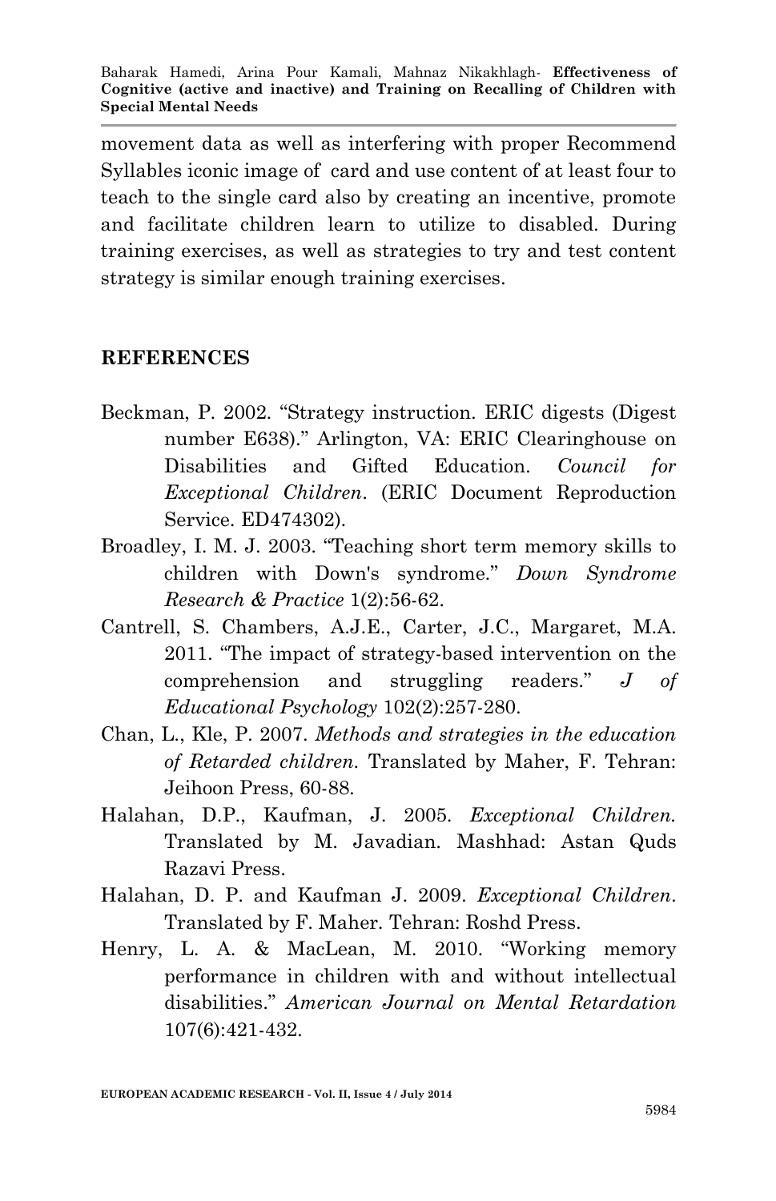movement data as well as interfering with proper Recommend Syllables iconic image of card and use content of at least four to teach to the single card also by creating an incentive, promote and facilitate children learn to utilize to disabled. During training exercises, as well as strategies to try and test content strategy is similar enough training exercises.

## REFERENCES

Beckman, P. 2002. "Strategy instruction. ERIC digests (Digest number E638)." Arlington, VA: ERIC Clearinghouse on Disabilities and Gifted Education. *Council for Exceptional Children*. (ERIC Document Reproduction Service. ED474302).

Broadley, I. M. J. 2003. "Teaching short term memory skills to children with Down's syndrome." *Down Syndrome Research & Practice* 1(2):56-62.

Cantrell, S. Chambers, A.J.E., Carter, J.C., Margaret, M.A. 2011. "The impact of strategy-based intervention on the comprehension and struggling readers." *J of Educational Psychology* 102(2):257-280.

Chan, L., Kle, P. 2007. *Methods and strategies in the education of Retarded children.* Translated by Maher, F. Tehran: Jeihoon Press, 60-88.

Halahan, D.P., Kaufman, J. 2005. *Exceptional Children.* Translated by M. Javadian. Mashhad: Astan Quds Razavi Press.

Halahan, D. P. and Kaufman J. 2009. *Exceptional Children*. Translated by F. Maher. Tehran: Roshd Press.

Henry, L. A. & MacLean, M. 2010. "Working memory performance in children with and without intellectual disabilities." *American Journal on Mental Retardation* 107(6):421-432.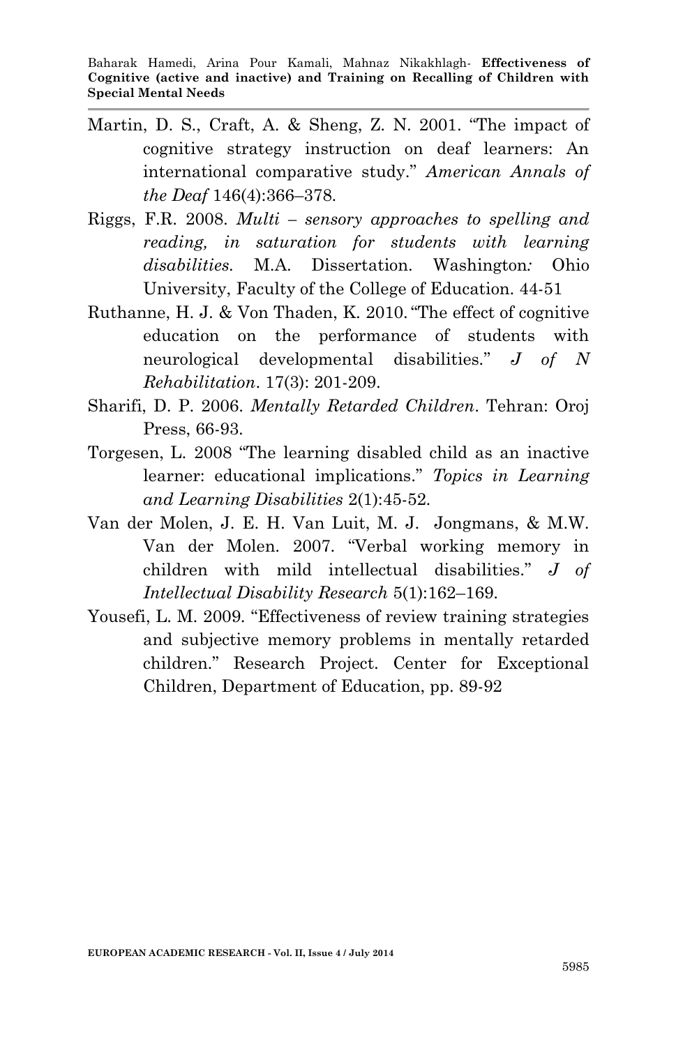Martin, D. S., Craft, A. & Sheng, Z. N. 2001. "The impact of cognitive strategy instruction on deaf learners: An international comparative study." *American Annals of the Deaf* 146(4):366–378.

Riggs, F.R. 2008. *Multi – sensory approaches to spelling and reading, in saturation for students with learning disabilities.* M.A. Dissertation. Washington*:* Ohio University, Faculty of the College of Education. 44-51

Ruthanne, H. J. & Von Thaden, K. 2010. "The effect of cognitive education on the performance of students with neurological developmental disabilities." *J of N Rehabilitation*. 17(3): 201-209.

Sharifi, D. P. 2006. *Mentally Retarded Children*. Tehran: Oroj Press, 66-93.

Torgesen, L. 2008 "The learning disabled child as an inactive learner: educational implications." *Topics in Learning and Learning Disabilities* 2(1):45-52.

Van der Molen, J. E. H. Van Luit, M. J. Jongmans, & M.W. Van der Molen. 2007. "Verbal working memory in children with mild intellectual disabilities." *J of Intellectual Disability Research* 5(1):162–169.

Yousefi, L. M. 2009. "Effectiveness of review training strategies and subjective memory problems in mentally retarded children." Research Project. Center for Exceptional Children, Department of Education, pp. 89-92